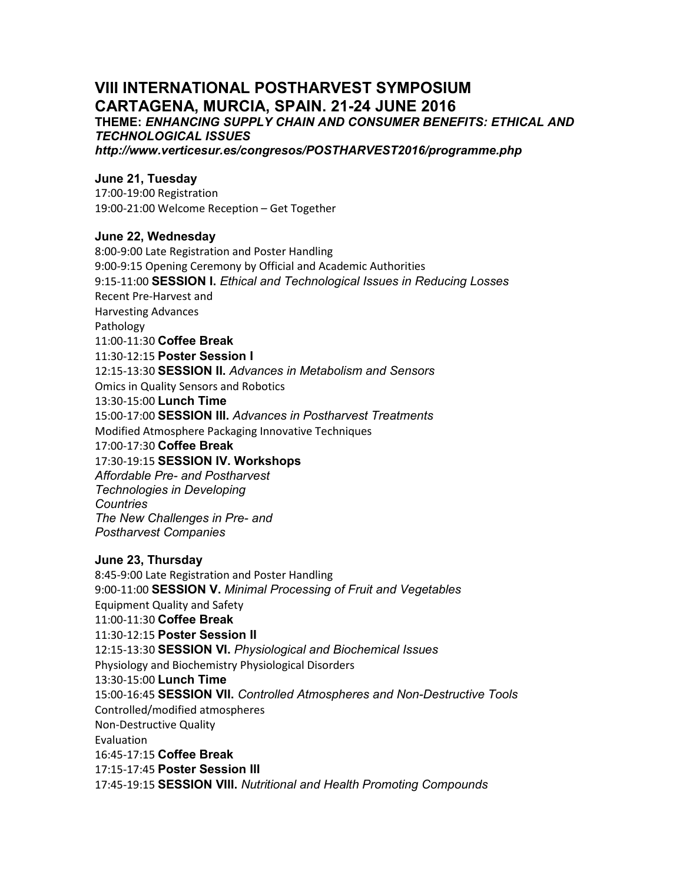# VIII INTERNATIONAL POSTHARVEST SYMPOSIUM
# CARTAGENA, MURCIA, SPAIN. 21-24 JUNE 2016

**THEME:** ***ENHANCING SUPPLY CHAIN AND CONSUMER BENEFITS: ETHICAL AND TECHNOLOGICAL ISSUES***

***http://www.verticesur.es/congresos/POSTHARVEST2016/programme.php***

### June 21, Tuesday

17:00-19:00 Registration
19:00-21:00 Welcome Reception – Get Together

### June 22, Wednesday

8:00-9:00 Late Registration and Poster Handling
9:00-9:15 Opening Ceremony by Official and Academic Authorities
9:15-11:00 **SESSION I.** *Ethical and Technological Issues in Reducing Losses*
Recent Pre-Harvest and
Harvesting Advances
Pathology
11:00-11:30 **Coffee Break**
11:30-12:15 **Poster Session I**
12:15-13:30 **SESSION II.** *Advances in Metabolism and Sensors*
Omics in Quality Sensors and Robotics
13:30-15:00 **Lunch Time**
15:00-17:00 **SESSION III.** *Advances in Postharvest Treatments*
Modified Atmosphere Packaging Innovative Techniques
17:00-17:30 **Coffee Break**
17:30-19:15 **SESSION IV. Workshops**
*Affordable Pre- and Postharvest*
*Technologies in Developing*
*Countries*
*The New Challenges in Pre- and*
*Postharvest Companies*

### June 23, Thursday

8:45-9:00 Late Registration and Poster Handling
9:00-11:00 **SESSION V.** *Minimal Processing of Fruit and Vegetables*
Equipment Quality and Safety
11:00-11:30 **Coffee Break**
11:30-12:15 **Poster Session II**
12:15-13:30 **SESSION VI.** *Physiological and Biochemical Issues*
Physiology and Biochemistry Physiological Disorders
13:30-15:00 **Lunch Time**
15:00-16:45 **SESSION VII.** *Controlled Atmospheres and Non-Destructive Tools*
Controlled/modified atmospheres
Non-Destructive Quality
Evaluation
16:45-17:15 **Coffee Break**
17:15-17:45 **Poster Session III**
17:45-19:15 **SESSION VIII.** *Nutritional and Health Promoting Compounds*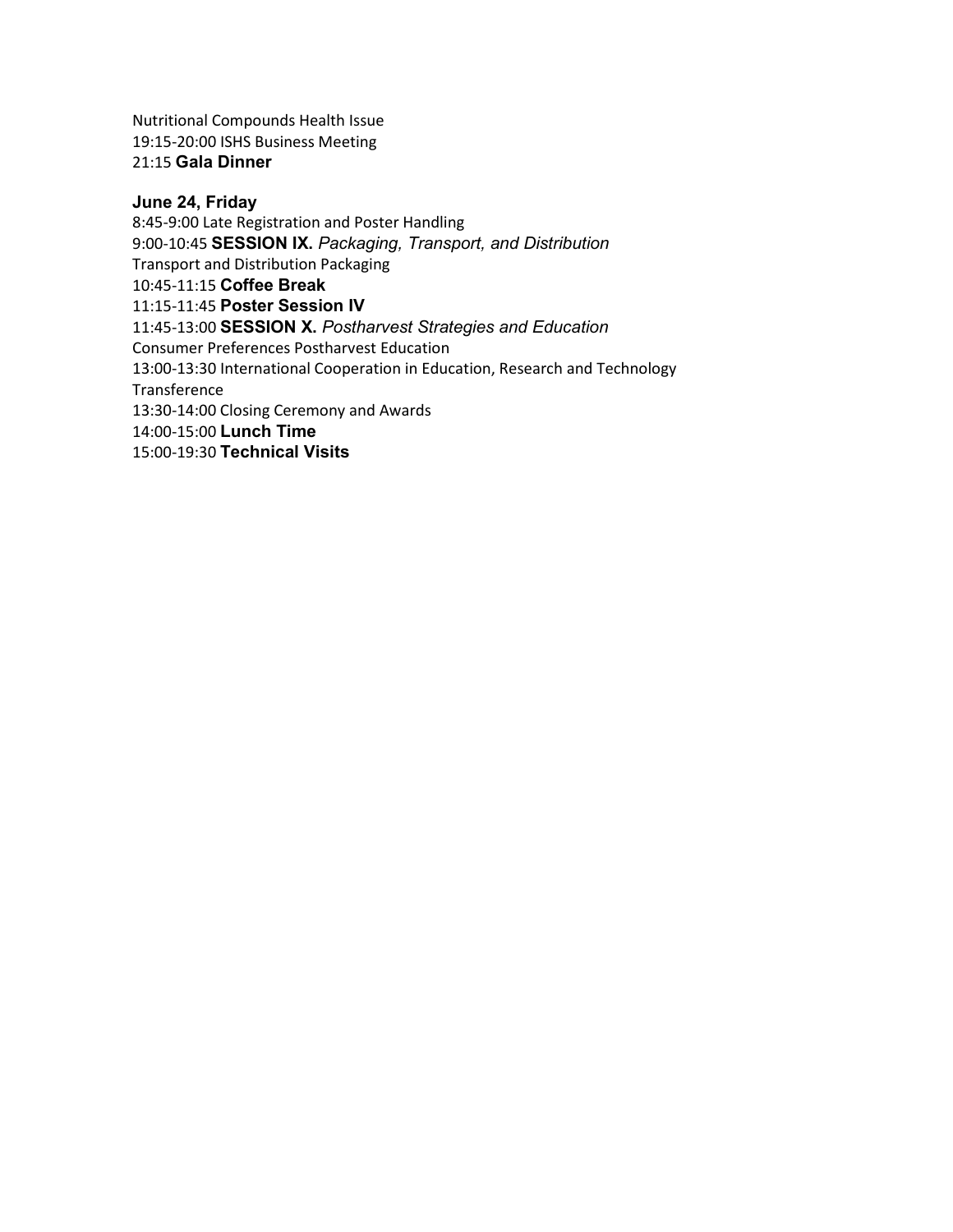Nutritional Compounds Health Issue
19:15-20:00 ISHS Business Meeting
21:15 **Gala Dinner**

**June 24, Friday**
8:45-9:00 Late Registration and Poster Handling
9:00-10:45 **SESSION IX.** *Packaging, Transport, and Distribution*
Transport and Distribution Packaging
10:45-11:15 **Coffee Break**
11:15-11:45 **Poster Session IV**
11:45-13:00 **SESSION X.** *Postharvest Strategies and Education*
Consumer Preferences Postharvest Education
13:00-13:30 International Cooperation in Education, Research and Technology Transference
13:30-14:00 Closing Ceremony and Awards
14:00-15:00 **Lunch Time**
15:00-19:30 **Technical Visits**